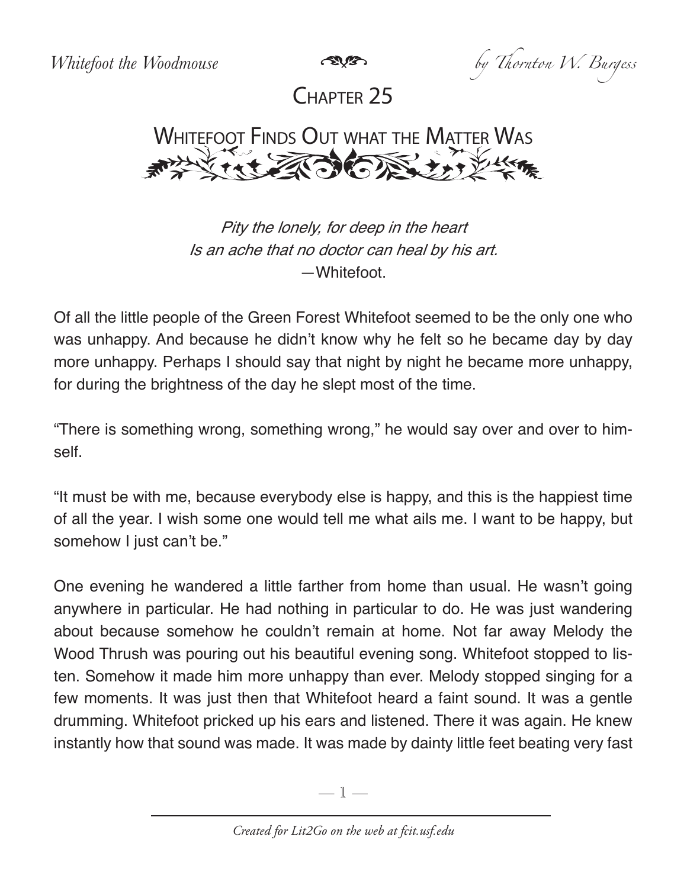# Chapter 25

## Whitefoot Finds Out what the Matter Was

*Pity the lonely, for deep in the heart*
*Is an ache that no doctor can heal by his art.*
—Whitefoot.

Of all the little people of the Green Forest Whitefoot seemed to be the only one who was unhappy. And because he didn't know why he felt so he became day by day more unhappy. Perhaps I should say that night by night he became more unhappy, for during the brightness of the day he slept most of the time.

"There is something wrong, something wrong," he would say over and over to himself.

"It must be with me, because everybody else is happy, and this is the happiest time of all the year. I wish some one would tell me what ails me. I want to be happy, but somehow I just can't be."

One evening he wandered a little farther from home than usual. He wasn't going anywhere in particular. He had nothing in particular to do. He was just wandering about because somehow he couldn't remain at home. Not far away Melody the Wood Thrush was pouring out his beautiful evening song. Whitefoot stopped to listen. Somehow it made him more unhappy than ever. Melody stopped singing for a few moments. It was just then that Whitefoot heard a faint sound. It was a gentle drumming. Whitefoot pricked up his ears and listened. There it was again. He knew instantly how that sound was made. It was made by dainty little feet beating very fast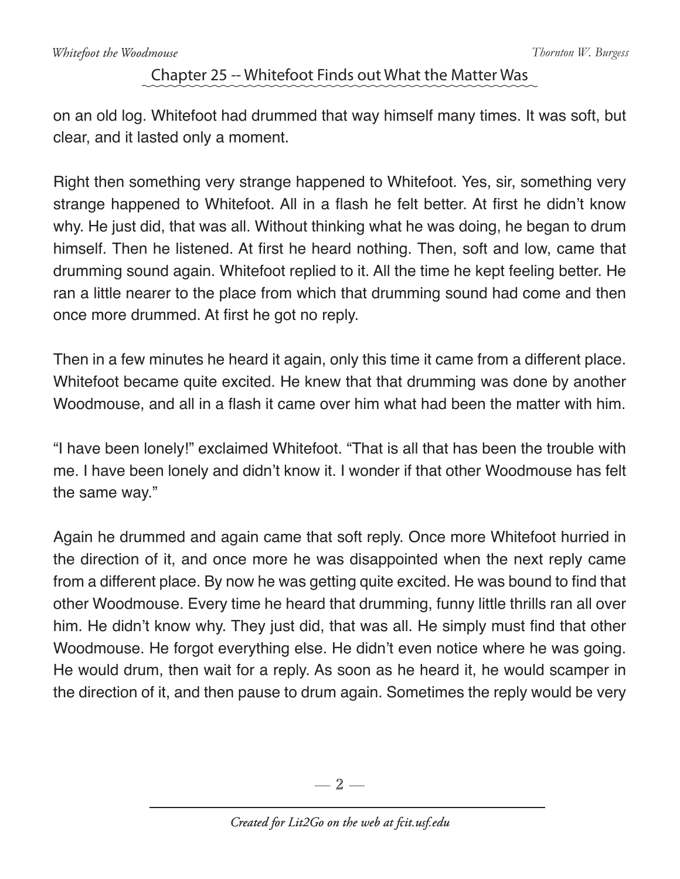on an old log. Whitefoot had drummed that way himself many times. It was soft, but clear, and it lasted only a moment.

Right then something very strange happened to Whitefoot. Yes, sir, something very strange happened to Whitefoot. All in a flash he felt better. At first he didn't know why. He just did, that was all. Without thinking what he was doing, he began to drum himself. Then he listened. At first he heard nothing. Then, soft and low, came that drumming sound again. Whitefoot replied to it. All the time he kept feeling better. He ran a little nearer to the place from which that drumming sound had come and then once more drummed. At first he got no reply.

Then in a few minutes he heard it again, only this time it came from a different place. Whitefoot became quite excited. He knew that that drumming was done by another Woodmouse, and all in a flash it came over him what had been the matter with him.

"I have been lonely!" exclaimed Whitefoot. "That is all that has been the trouble with me. I have been lonely and didn't know it. I wonder if that other Woodmouse has felt the same way."

Again he drummed and again came that soft reply. Once more Whitefoot hurried in the direction of it, and once more he was disappointed when the next reply came from a different place. By now he was getting quite excited. He was bound to find that other Woodmouse. Every time he heard that drumming, funny little thrills ran all over him. He didn't know why. They just did, that was all. He simply must find that other Woodmouse. He forgot everything else. He didn't even notice where he was going. He would drum, then wait for a reply. As soon as he heard it, he would scamper in the direction of it, and then pause to drum again. Sometimes the reply would be very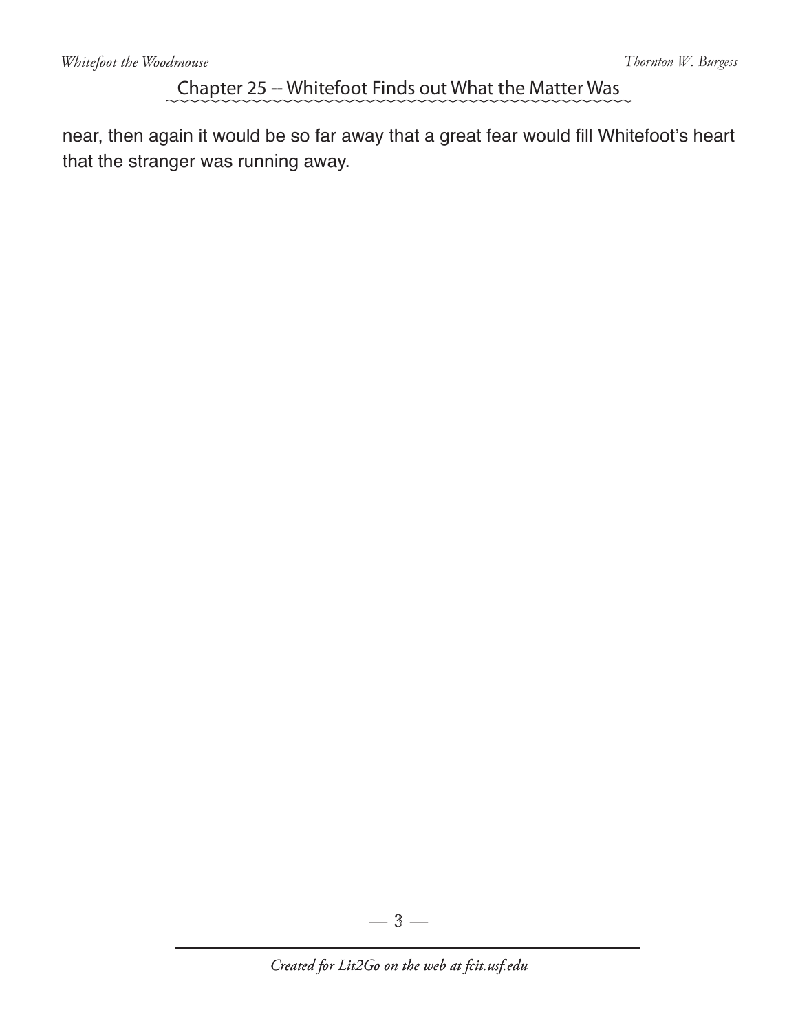## Chapter 25 -- Whitefoot Finds out What the Matter Was

near, then again it would be so far away that a great fear would fill Whitefoot's heart that the stranger was running away.